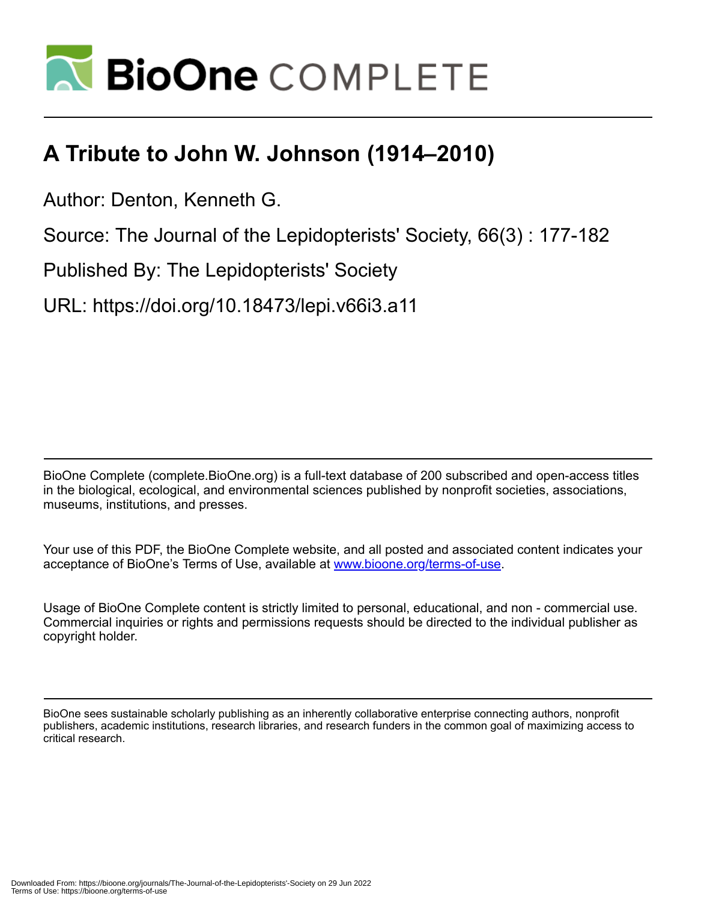# A Tribute to John W. Johnson (1914–2010)

Author: Denton, Kenneth G.

Source: The Journal of the Lepidopterists' Society, 66(3) : 177-182

Published By: The Lepidopterists' Society

URL: https://doi.org/10.18473/lepi.v66i3.a11

BioOne Complete (complete.BioOne.org) is a full-text database of 200 subscribed and open-access titles in the biological, ecological, and environmental sciences published by nonprofit societies, associations, museums, institutions, and presses.

Your use of this PDF, the BioOne Complete website, and all posted and associated content indicates your acceptance of BioOne's Terms of Use, available at www.bioone.org/terms-of-use.

Usage of BioOne Complete content is strictly limited to personal, educational, and non - commercial use. Commercial inquiries or rights and permissions requests should be directed to the individual publisher as copyright holder.

BioOne sees sustainable scholarly publishing as an inherently collaborative enterprise connecting authors, nonprofit publishers, academic institutions, research libraries, and research funders in the common goal of maximizing access to critical research.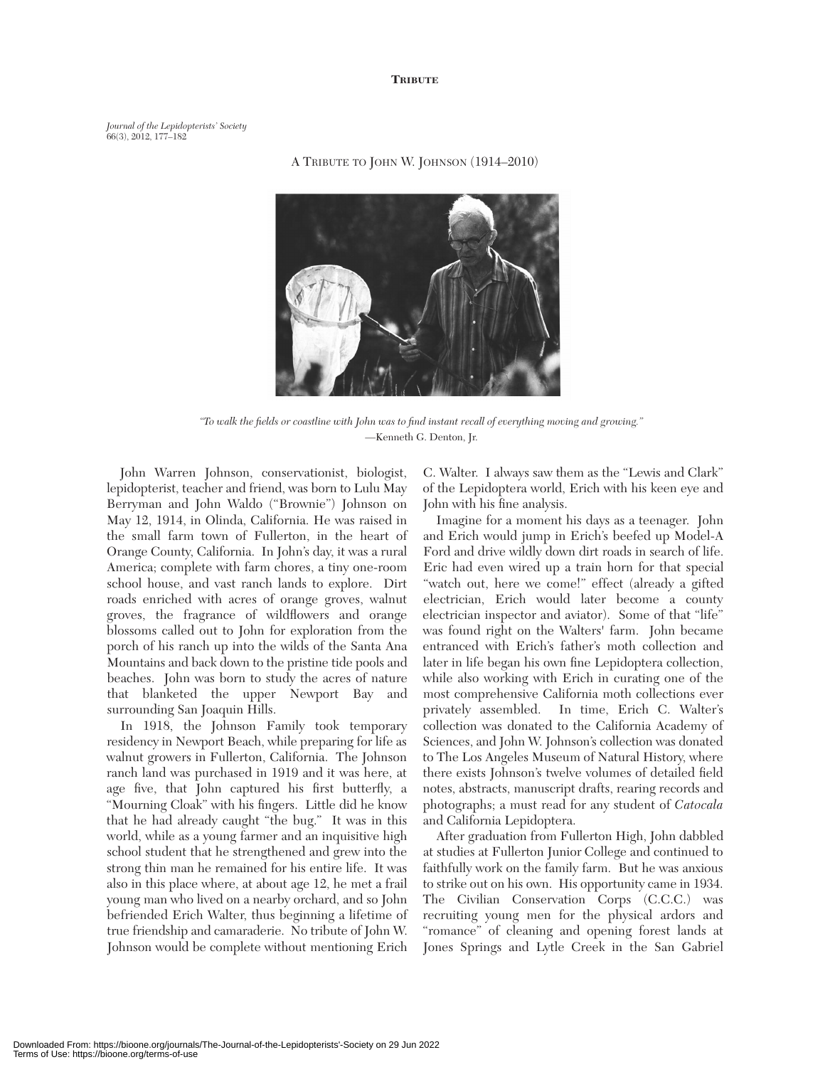# A Tribute to John W. Johnson (1914–2010)

*"To walk the fields or coastline with John was to find instant recall of everything moving and growing."*
—Kenneth G. Denton, Jr.

John Warren Johnson, conservationist, biologist, lepidopterist, teacher and friend, was born to Lulu May Berryman and John Waldo ("Brownie") Johnson on May 12, 1914, in Olinda, California. He was raised in the small farm town of Fullerton, in the heart of Orange County, California. In John's day, it was a rural America; complete with farm chores, a tiny one-room school house, and vast ranch lands to explore. Dirt roads enriched with acres of orange groves, walnut groves, the fragrance of wildflowers and orange blossoms called out to John for exploration from the porch of his ranch up into the wilds of the Santa Ana Mountains and back down to the pristine tide pools and beaches. John was born to study the acres of nature that blanketed the upper Newport Bay and surrounding San Joaquin Hills.

In 1918, the Johnson Family took temporary residency in Newport Beach, while preparing for life as walnut growers in Fullerton, California. The Johnson ranch land was purchased in 1919 and it was here, at age five, that John captured his first butterfly, a "Mourning Cloak" with his fingers. Little did he know that he had already caught "the bug." It was in this world, while as a young farmer and an inquisitive high school student that he strengthened and grew into the strong thin man he remained for his entire life. It was also in this place where, at about age 12, he met a frail young man who lived on a nearby orchard, and so John befriended Erich Walter, thus beginning a lifetime of true friendship and camaraderie. No tribute of John W. Johnson would be complete without mentioning Erich C. Walter. I always saw them as the "Lewis and Clark" of the Lepidoptera world, Erich with his keen eye and John with his fine analysis.

Imagine for a moment his days as a teenager. John and Erich would jump in Erich's beefed up Model-A Ford and drive wildly down dirt roads in search of life. Eric had even wired up a train horn for that special "watch out, here we come!" effect (already a gifted electrician, Erich would later become a county electrician inspector and aviator). Some of that "life" was found right on the Walters' farm. John became entranced with Erich's father's moth collection and later in life began his own fine Lepidoptera collection, while also working with Erich in curating one of the most comprehensive California moth collections ever privately assembled. In time, Erich C. Walter's collection was donated to the California Academy of Sciences, and John W. Johnson's collection was donated to The Los Angeles Museum of Natural History, where there exists Johnson's twelve volumes of detailed field notes, abstracts, manuscript drafts, rearing records and photographs; a must read for any student of *Catocala* and California Lepidoptera.

After graduation from Fullerton High, John dabbled at studies at Fullerton Junior College and continued to faithfully work on the family farm. But he was anxious to strike out on his own. His opportunity came in 1934. The Civilian Conservation Corps (C.C.C.) was recruiting young men for the physical ardors and "romance" of cleaning and opening forest lands at Jones Springs and Lytle Creek in the San Gabriel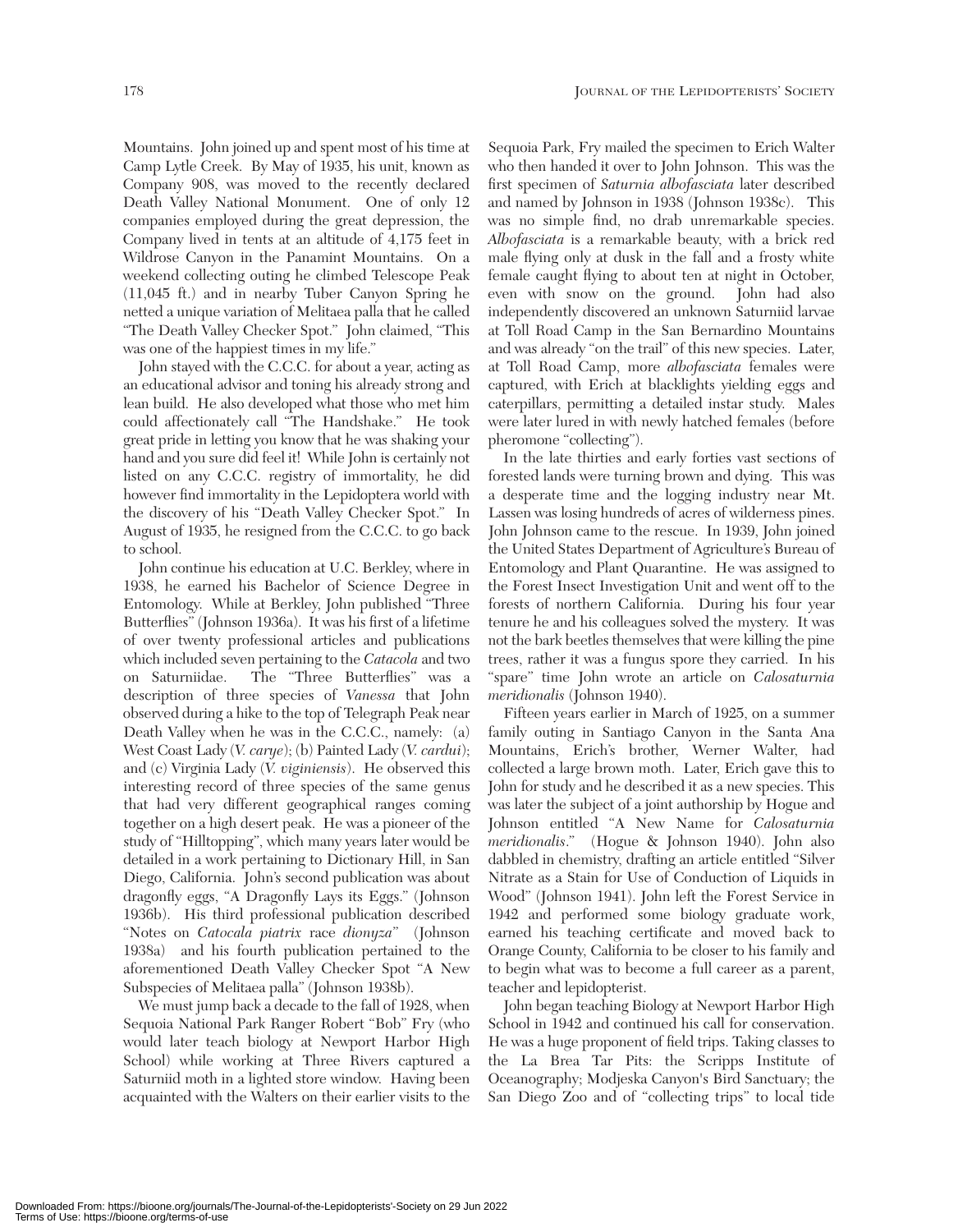Mountains. John joined up and spent most of his time at Camp Lytle Creek. By May of 1935, his unit, known as Company 908, was moved to the recently declared Death Valley National Monument. One of only 12 companies employed during the great depression, the Company lived in tents at an altitude of 4,175 feet in Wildrose Canyon in the Panamint Mountains. On a weekend collecting outing he climbed Telescope Peak (11,045 ft.) and in nearby Tuber Canyon Spring he netted a unique variation of Melitaea palla that he called "The Death Valley Checker Spot." John claimed, "This was one of the happiest times in my life."

John stayed with the C.C.C. for about a year, acting as an educational advisor and toning his already strong and lean build. He also developed what those who met him could affectionately call "The Handshake." He took great pride in letting you know that he was shaking your hand and you sure did feel it! While John is certainly not listed on any C.C.C. registry of immortality, he did however find immortality in the Lepidoptera world with the discovery of his "Death Valley Checker Spot." In August of 1935, he resigned from the C.C.C. to go back to school.

John continue his education at U.C. Berkley, where in 1938, he earned his Bachelor of Science Degree in Entomology. While at Berkley, John published "Three Butterflies" (Johnson 1936a). It was his first of a lifetime of over twenty professional articles and publications which included seven pertaining to the *Catacola* and two on Saturniidae. The "Three Butterflies" was a description of three species of *Vanessa* that John observed during a hike to the top of Telegraph Peak near Death Valley when he was in the C.C.C., namely: (a) West Coast Lady (*V. carye*); (b) Painted Lady (*V. cardui*); and (c) Virginia Lady (*V. viginiensis*). He observed this interesting record of three species of the same genus that had very different geographical ranges coming together on a high desert peak. He was a pioneer of the study of "Hilltopping", which many years later would be detailed in a work pertaining to Dictionary Hill, in San Diego, California. John's second publication was about dragonfly eggs, "A Dragonfly Lays its Eggs." (Johnson 1936b). His third professional publication described "Notes on *Catocala piatrix* race *dionyza*" (Johnson 1938a) and his fourth publication pertained to the aforementioned Death Valley Checker Spot "A New Subspecies of Melitaea palla" (Johnson 1938b).

We must jump back a decade to the fall of 1928, when Sequoia National Park Ranger Robert "Bob" Fry (who would later teach biology at Newport Harbor High School) while working at Three Rivers captured a Saturniid moth in a lighted store window. Having been acquainted with the Walters on their earlier visits to the Sequoia Park, Fry mailed the specimen to Erich Walter who then handed it over to John Johnson. This was the first specimen of *Saturnia albofasciata* later described and named by Johnson in 1938 (Johnson 1938c). This was no simple find, no drab unremarkable species. *Albofasciata* is a remarkable beauty, with a brick red male flying only at dusk in the fall and a frosty white female caught flying to about ten at night in October, even with snow on the ground. John had also independently discovered an unknown Saturniid larvae at Toll Road Camp in the San Bernardino Mountains and was already "on the trail" of this new species. Later, at Toll Road Camp, more *albofasciata* females were captured, with Erich at blacklights yielding eggs and caterpillars, permitting a detailed instar study. Males were later lured in with newly hatched females (before pheromone "collecting").

In the late thirties and early forties vast sections of forested lands were turning brown and dying. This was a desperate time and the logging industry near Mt. Lassen was losing hundreds of acres of wilderness pines. John Johnson came to the rescue. In 1939, John joined the United States Department of Agriculture's Bureau of Entomology and Plant Quarantine. He was assigned to the Forest Insect Investigation Unit and went off to the forests of northern California. During his four year tenure he and his colleagues solved the mystery. It was not the bark beetles themselves that were killing the pine trees, rather it was a fungus spore they carried. In his "spare" time John wrote an article on *Calosaturnia meridionalis* (Johnson 1940).

Fifteen years earlier in March of 1925, on a summer family outing in Santiago Canyon in the Santa Ana Mountains, Erich's brother, Werner Walter, had collected a large brown moth. Later, Erich gave this to John for study and he described it as a new species. This was later the subject of a joint authorship by Hogue and Johnson entitled "A New Name for *Calosaturnia meridionalis*." (Hogue & Johnson 1940). John also dabbled in chemistry, drafting an article entitled "Silver Nitrate as a Stain for Use of Conduction of Liquids in Wood" (Johnson 1941). John left the Forest Service in 1942 and performed some biology graduate work, earned his teaching certificate and moved back to Orange County, California to be closer to his family and to begin what was to become a full career as a parent, teacher and lepidopterist.

John began teaching Biology at Newport Harbor High School in 1942 and continued his call for conservation. He was a huge proponent of field trips. Taking classes to the La Brea Tar Pits: the Scripps Institute of Oceanography; Modjeska Canyon's Bird Sanctuary; the San Diego Zoo and of "collecting trips" to local tide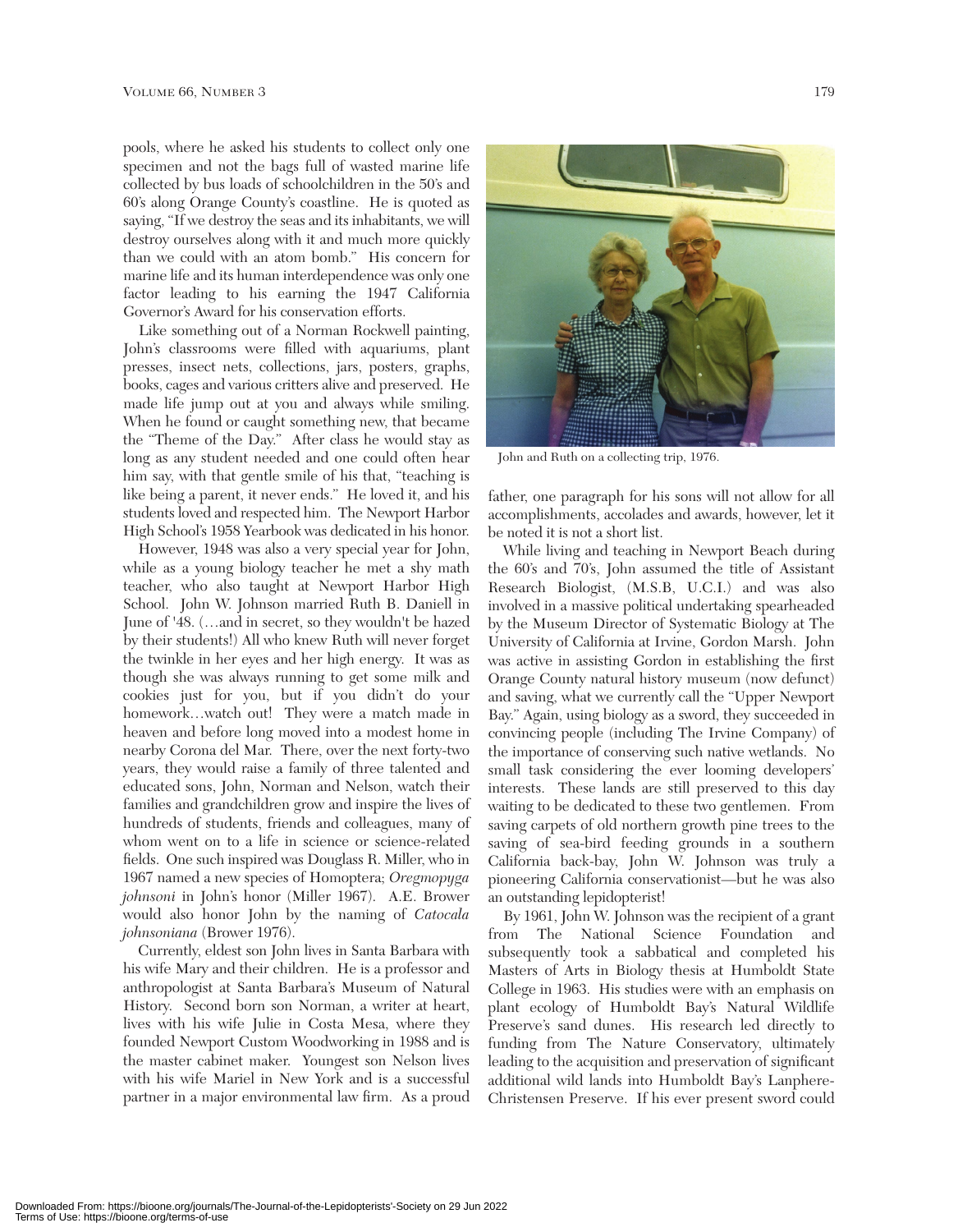pools, where he asked his students to collect only one specimen and not the bags full of wasted marine life collected by bus loads of schoolchildren in the 50's and 60's along Orange County's coastline. He is quoted as saying, "If we destroy the seas and its inhabitants, we will destroy ourselves along with it and much more quickly than we could with an atom bomb." His concern for marine life and its human interdependence was only one factor leading to his earning the 1947 California Governor's Award for his conservation efforts.

Like something out of a Norman Rockwell painting, John's classrooms were filled with aquariums, plant presses, insect nets, collections, jars, posters, graphs, books, cages and various critters alive and preserved. He made life jump out at you and always while smiling. When he found or caught something new, that became the "Theme of the Day." After class he would stay as long as any student needed and one could often hear him say, with that gentle smile of his that, "teaching is like being a parent, it never ends." He loved it, and his students loved and respected him. The Newport Harbor High School's 1958 Yearbook was dedicated in his honor.

However, 1948 was also a very special year for John, while as a young biology teacher he met a shy math teacher, who also taught at Newport Harbor High School. John W. Johnson married Ruth B. Daniell in June of '48. (…and in secret, so they wouldn't be hazed by their students!) All who knew Ruth will never forget the twinkle in her eyes and her high energy. It was as though she was always running to get some milk and cookies just for you, but if you didn't do your homework…watch out! They were a match made in heaven and before long moved into a modest home in nearby Corona del Mar. There, over the next forty-two years, they would raise a family of three talented and educated sons, John, Norman and Nelson, watch their families and grandchildren grow and inspire the lives of hundreds of students, friends and colleagues, many of whom went on to a life in science or science-related fields. One such inspired was Douglass R. Miller, who in 1967 named a new species of Homoptera; *Oregmopyga johnsoni* in John's honor (Miller 1967). A.E. Brower would also honor John by the naming of *Catocala johnsoniana* (Brower 1976).

Currently, eldest son John lives in Santa Barbara with his wife Mary and their children. He is a professor and anthropologist at Santa Barbara's Museum of Natural History. Second born son Norman, a writer at heart, lives with his wife Julie in Costa Mesa, where they founded Newport Custom Woodworking in 1988 and is the master cabinet maker. Youngest son Nelson lives with his wife Mariel in New York and is a successful partner in a major environmental law firm. As a proud father, one paragraph for his sons will not allow for all accomplishments, accolades and awards, however, let it be noted it is not a short list.

John and Ruth on a collecting trip, 1976.

While living and teaching in Newport Beach during the 60's and 70's, John assumed the title of Assistant Research Biologist, (M.S.B, U.C.I.) and was also involved in a massive political undertaking spearheaded by the Museum Director of Systematic Biology at The University of California at Irvine, Gordon Marsh. John was active in assisting Gordon in establishing the first Orange County natural history museum (now defunct) and saving, what we currently call the "Upper Newport Bay." Again, using biology as a sword, they succeeded in convincing people (including The Irvine Company) of the importance of conserving such native wetlands. No small task considering the ever looming developers' interests. These lands are still preserved to this day waiting to be dedicated to these two gentlemen. From saving carpets of old northern growth pine trees to the saving of sea-bird feeding grounds in a southern California back-bay, John W. Johnson was truly a pioneering California conservationist—but he was also an outstanding lepidopterist!

By 1961, John W. Johnson was the recipient of a grant from The National Science Foundation and subsequently took a sabbatical and completed his Masters of Arts in Biology thesis at Humboldt State College in 1963. His studies were with an emphasis on plant ecology of Humboldt Bay's Natural Wildlife Preserve's sand dunes. His research led directly to funding from The Nature Conservatory, ultimately leading to the acquisition and preservation of significant additional wild lands into Humboldt Bay's Lanphere-Christensen Preserve. If his ever present sword could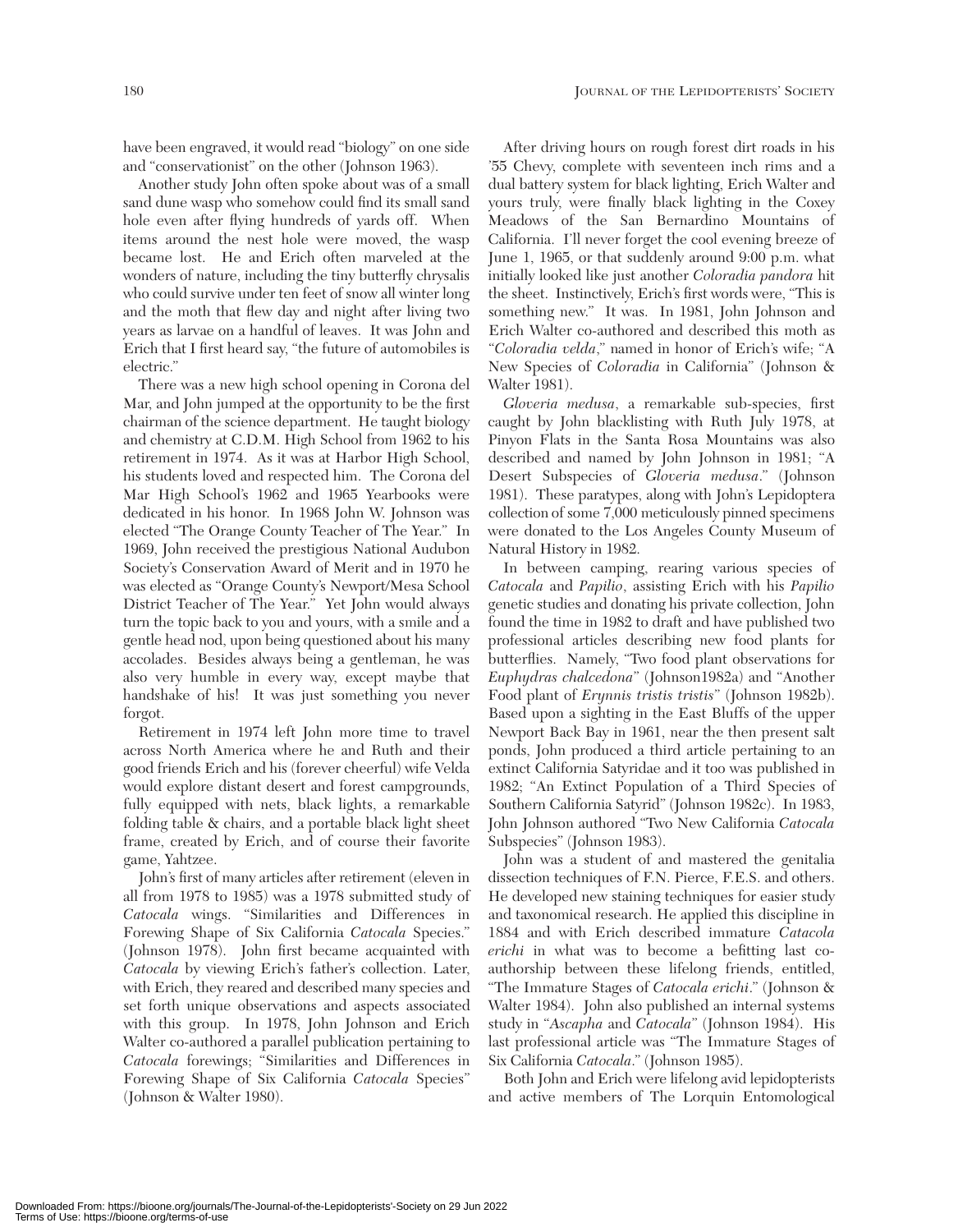have been engraved, it would read "biology" on one side and "conservationist" on the other (Johnson 1963).

Another study John often spoke about was of a small sand dune wasp who somehow could find its small sand hole even after flying hundreds of yards off. When items around the nest hole were moved, the wasp became lost. He and Erich often marveled at the wonders of nature, including the tiny butterfly chrysalis who could survive under ten feet of snow all winter long and the moth that flew day and night after living two years as larvae on a handful of leaves. It was John and Erich that I first heard say, "the future of automobiles is electric."

There was a new high school opening in Corona del Mar, and John jumped at the opportunity to be the first chairman of the science department. He taught biology and chemistry at C.D.M. High School from 1962 to his retirement in 1974. As it was at Harbor High School, his students loved and respected him. The Corona del Mar High School's 1962 and 1965 Yearbooks were dedicated in his honor. In 1968 John W. Johnson was elected "The Orange County Teacher of The Year." In 1969, John received the prestigious National Audubon Society's Conservation Award of Merit and in 1970 he was elected as "Orange County's Newport/Mesa School District Teacher of The Year." Yet John would always turn the topic back to you and yours, with a smile and a gentle head nod, upon being questioned about his many accolades. Besides always being a gentleman, he was also very humble in every way, except maybe that handshake of his! It was just something you never forgot.

Retirement in 1974 left John more time to travel across North America where he and Ruth and their good friends Erich and his (forever cheerful) wife Velda would explore distant desert and forest campgrounds, fully equipped with nets, black lights, a remarkable folding table & chairs, and a portable black light sheet frame, created by Erich, and of course their favorite game, Yahtzee.

John's first of many articles after retirement (eleven in all from 1978 to 1985) was a 1978 submitted study of *Catocala* wings. "Similarities and Differences in Forewing Shape of Six California *Catocala* Species." (Johnson 1978). John first became acquainted with *Catocala* by viewing Erich's father's collection. Later, with Erich, they reared and described many species and set forth unique observations and aspects associated with this group. In 1978, John Johnson and Erich Walter co-authored a parallel publication pertaining to *Catocala* forewings; "Similarities and Differences in Forewing Shape of Six California *Catocala* Species" (Johnson & Walter 1980).

After driving hours on rough forest dirt roads in his '55 Chevy, complete with seventeen inch rims and a dual battery system for black lighting, Erich Walter and yours truly, were finally black lighting in the Coxey Meadows of the San Bernardino Mountains of California. I'll never forget the cool evening breeze of June 1, 1965, or that suddenly around 9:00 p.m. what initially looked like just another *Coloradia pandora* hit the sheet. Instinctively, Erich's first words were, "This is something new." It was. In 1981, John Johnson and Erich Walter co-authored and described this moth as "*Coloradia velda*," named in honor of Erich's wife; "A New Species of *Coloradia* in California" (Johnson & Walter 1981).

*Gloveria medusa*, a remarkable sub-species, first caught by John blacklisting with Ruth July 1978, at Pinyon Flats in the Santa Rosa Mountains was also described and named by John Johnson in 1981; "A Desert Subspecies of *Gloveria medusa*." (Johnson 1981). These paratypes, along with John's Lepidoptera collection of some 7,000 meticulously pinned specimens were donated to the Los Angeles County Museum of Natural History in 1982.

In between camping, rearing various species of *Catocala* and *Papilio*, assisting Erich with his *Papilio* genetic studies and donating his private collection, John found the time in 1982 to draft and have published two professional articles describing new food plants for butterflies. Namely, "Two food plant observations for *Euphydras chalcedona*" (Johnson1982a) and "Another Food plant of *Erynnis tristis tristis*" (Johnson 1982b). Based upon a sighting in the East Bluffs of the upper Newport Back Bay in 1961, near the then present salt ponds, John produced a third article pertaining to an extinct California Satyridae and it too was published in 1982; "An Extinct Population of a Third Species of Southern California Satyrid" (Johnson 1982c). In 1983, John Johnson authored "Two New California *Catocala* Subspecies" (Johnson 1983).

John was a student of and mastered the genitalia dissection techniques of F.N. Pierce, F.E.S. and others. He developed new staining techniques for easier study and taxonomical research. He applied this discipline in 1884 and with Erich described immature *Catacola erichi* in what was to become a befitting last co-authorship between these lifelong friends, entitled, "The Immature Stages of *Catocala erichi*." (Johnson & Walter 1984). John also published an internal systems study in "*Ascapha* and *Catocala*" (Johnson 1984). His last professional article was "The Immature Stages of Six California *Catocala*." (Johnson 1985).

Both John and Erich were lifelong avid lepidopterists and active members of The Lorquin Entomological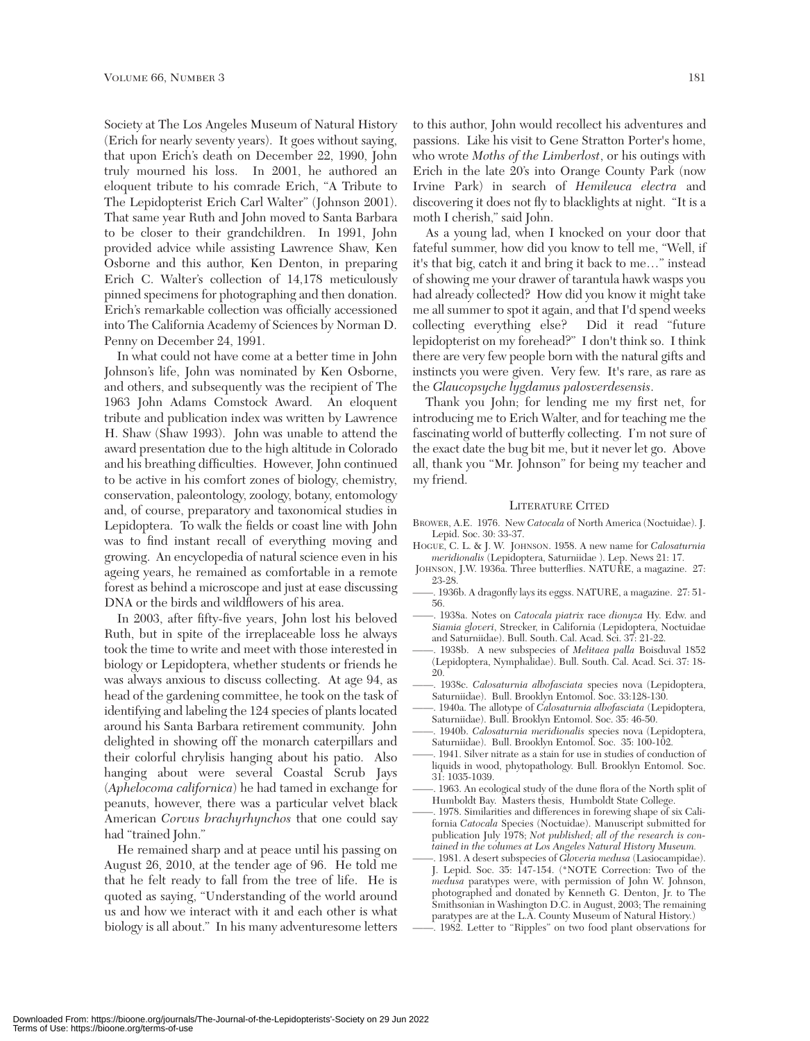Society at The Los Angeles Museum of Natural History (Erich for nearly seventy years). It goes without saying, that upon Erich's death on December 22, 1990, John truly mourned his loss. In 2001, he authored an eloquent tribute to his comrade Erich, "A Tribute to The Lepidopterist Erich Carl Walter" (Johnson 2001). That same year Ruth and John moved to Santa Barbara to be closer to their grandchildren. In 1991, John provided advice while assisting Lawrence Shaw, Ken Osborne and this author, Ken Denton, in preparing Erich C. Walter's collection of 14,178 meticulously pinned specimens for photographing and then donation. Erich's remarkable collection was officially accessioned into The California Academy of Sciences by Norman D. Penny on December 24, 1991.

In what could not have come at a better time in John Johnson's life, John was nominated by Ken Osborne, and others, and subsequently was the recipient of The 1963 John Adams Comstock Award. An eloquent tribute and publication index was written by Lawrence H. Shaw (Shaw 1993). John was unable to attend the award presentation due to the high altitude in Colorado and his breathing difficulties. However, John continued to be active in his comfort zones of biology, chemistry, conservation, paleontology, zoology, botany, entomology and, of course, preparatory and taxonomical studies in Lepidoptera. To walk the fields or coast line with John was to find instant recall of everything moving and growing. An encyclopedia of natural science even in his ageing years, he remained as comfortable in a remote forest as behind a microscope and just at ease discussing DNA or the birds and wildflowers of his area.

In 2003, after fifty-five years, John lost his beloved Ruth, but in spite of the irreplaceable loss he always took the time to write and meet with those interested in biology or Lepidoptera, whether students or friends he was always anxious to discuss collecting. At age 94, as head of the gardening committee, he took on the task of identifying and labeling the 124 species of plants located around his Santa Barbara retirement community. John delighted in showing off the monarch caterpillars and their colorful chrylisis hanging about his patio. Also hanging about were several Coastal Scrub Jays (*Aphelocoma californica*) he had tamed in exchange for peanuts, however, there was a particular velvet black American *Corvus brachyrhynchos* that one could say had "trained John."

He remained sharp and at peace until his passing on August 26, 2010, at the tender age of 96. He told me that he felt ready to fall from the tree of life. He is quoted as saying, "Understanding of the world around us and how we interact with it and each other is what biology is all about." In his many adventuresome letters to this author, John would recollect his adventures and passions. Like his visit to Gene Stratton Porter's home, who wrote *Moths of the Limberlost*, or his outings with Erich in the late 20's into Orange County Park (now Irvine Park) in search of *Hemileuca electra* and discovering it does not fly to blacklights at night. "It is a moth I cherish," said John.

As a young lad, when I knocked on your door that fateful summer, how did you know to tell me, "Well, if it's that big, catch it and bring it back to me…" instead of showing me your drawer of tarantula hawk wasps you had already collected? How did you know it might take me all summer to spot it again, and that I'd spend weeks collecting everything else? Did it read "future lepidopterist on my forehead?" I don't think so. I think there are very few people born with the natural gifts and instincts you were given. Very few. It's rare, as rare as the *Glaucopsyche lygdamus palosverdesensis*.

Thank you John; for lending me my first net, for introducing me to Erich Walter, and for teaching me the fascinating world of butterfly collecting. I'm not sure of the exact date the bug bit me, but it never let go. Above all, thank you "Mr. Johnson" for being my teacher and my friend.

## Literature Cited

Brower, A.E. 1976. New *Catocala* of North America (Noctuidae). J. Lepid. Soc. 30: 33-37.

Hogue, C. L. & J. W. Johnson. 1958. A new name for *Calosaturnia meridionalis* (Lepidoptera, Saturniidae ). Lep. News 21: 17.

Johnson, J.W. 1936a. Three butterflies. NATURE, a magazine. 27: 23-28.

——. 1936b. A dragonfly lays its eggss. NATURE, a magazine. 27: 51-56.

——. 1938a. Notes on *Catocala piatrix* race *dionyza* Hy. Edw. and *Siamia gloveri*, Strecker, in California (Lepidoptera, Noctuidae and Saturniidae). Bull. South. Cal. Acad. Sci. 37: 21-22.

——. 1938b. A new subspecies of *Melitaea palla* Boisduval 1852 (Lepidoptera, Nymphalidae). Bull. South. Cal. Acad. Sci. 37: 18-20.

——. 1938c. *Calosaturnia albofasciata* species nova (Lepidoptera, Saturniidae). Bull. Brooklyn Entomol. Soc. 33:128-130.

——. 1940a. The allotype of *Calosaturnia albofasciata* (Lepidoptera, Saturniidae). Bull. Brooklyn Entomol. Soc. 35: 46-50.

——. 1940b. *Calosaturnia meridionalis* species nova (Lepidoptera, Saturniidae). Bull. Brooklyn Entomol. Soc. 35: 100-102.

——. 1941. Silver nitrate as a stain for use in studies of conduction of liquids in wood, phytopathology. Bull. Brooklyn Entomol. Soc. 31: 1035-1039.

——. 1963. An ecological study of the dune flora of the North split of Humboldt Bay. Masters thesis, Humboldt State College.

——. 1978. Similarities and differences in forewing shape of six California *Catocala* Species (Noctuidae). Manuscript submitted for publication July 1978; *Not published; all of the research is contained in the volumes at Los Angeles Natural History Museum.*

——. 1981. A desert subspecies of *Gloveria medusa* (Lasiocampidae). J. Lepid. Soc. 35: 147-154. (*NOTE Correction: Two of the *medusa* paratypes were, with permission of John W. Johnson, photographed and donated by Kenneth G. Denton, Jr. to The Smithsonian in Washington D.C. in August, 2003; The remaining paratypes are at the L.A. County Museum of Natural History.)

——. 1982. Letter to "Ripples" on two food plant observations for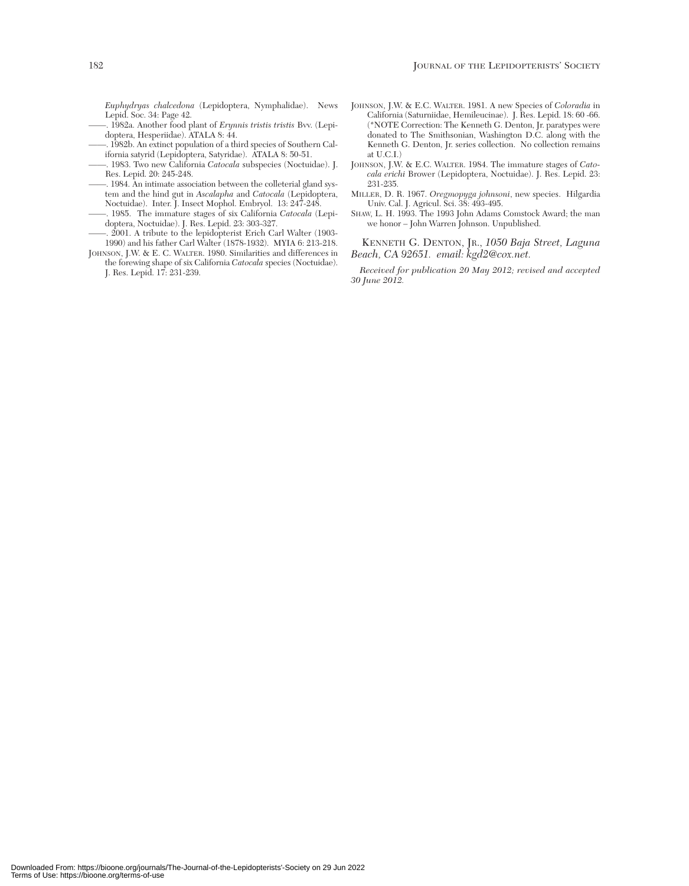*Euphydryas chalcedona* (Lepidoptera, Nymphalidae). News Lepid. Soc. 34: Page 42.

——. 1982a. Another food plant of *Erynnis tristis tristis* Bvv. (Lepidoptera, Hesperiidae). ATALA 8: 44.

——. 1982b. An extinct population of a third species of Southern California satyrid (Lepidoptera, Satyridae). ATALA 8: 50-51.

——. 1983. Two new California *Catocala* subspecies (Noctuidae). J. Res. Lepid. 20: 245-248.

——. 1984. An intimate association between the colleterial gland system and the hind gut in *Ascalapha* and *Catocala* (Lepidoptera, Noctuidae). Inter. J. Insect Mophol. Embryol. 13: 247-248.

——. 1985. The immature stages of six California *Catocala* (Lepidoptera, Noctuidae). J. Res. Lepid. 23: 303-327.

——. 2001. A tribute to the lepidopterist Erich Carl Walter (1903-1990) and his father Carl Walter (1878-1932). MYIA 6: 213-218.

JOHNSON, J.W. & E. C. WALTER. 1980. Similarities and differences in the forewing shape of six California *Catocala* species (Noctuidae). J. Res. Lepid. 17: 231-239.

JOHNSON, J.W. & E.C. WALTER. 1981. A new Species of *Coloradia* in California (Saturniidae, Hemileucinae). J. Res. Lepid. 18: 60 -66. (*NOTE Correction: The Kenneth G. Denton, Jr. paratypes were donated to The Smithsonian, Washington D.C. along with the Kenneth G. Denton, Jr. series collection. No collection remains at U.C.I.)

JOHNSON, J.W. & E.C. WALTER. 1984. The immature stages of *Catocala erichi* Brower (Lepidoptera, Noctuidae). J. Res. Lepid. 23: 231-235.

MILLER, D. R. 1967. *Oregmopyga johnsoni*, new species. Hilgardia Univ. Cal. J. Agricul. Sci. 38: 493-495.

SHAW, L. H. 1993. The 1993 John Adams Comstock Award; the man we honor – John Warren Johnson. Unpublished.

KENNETH G. DENTON, JR., *1050 Baja Street, Laguna Beach, CA 92651. email: kgd2@cox.net.*

*Received for publication 20 May 2012; revised and accepted 30 June 2012.*